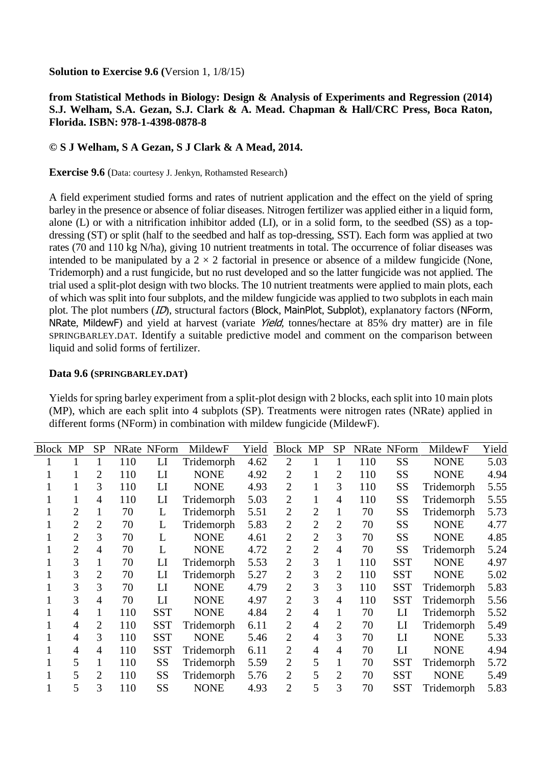**Solution to Exercise 9.6 (**Version 1, 1/8/15)

**from Statistical Methods in Biology: Design & Analysis of Experiments and Regression (2014) S.J. Welham, S.A. Gezan, S.J. Clark & A. Mead. Chapman & Hall/CRC Press, Boca Raton, Florida. ISBN: 978-1-4398-0878-8**

**© S J Welham, S A Gezan, S J Clark & A Mead, 2014.**

**Exercise 9.6** (Data: courtesy J. Jenkyn, Rothamsted Research)

A field experiment studied forms and rates of nutrient application and the effect on the yield of spring barley in the presence or absence of foliar diseases. Nitrogen fertilizer was applied either in a liquid form, alone (L) or with a nitrification inhibitor added (LI), or in a solid form, to the seedbed (SS) as a top-dressing (ST) or split (half to the seedbed and half as top-dressing, SST). Each form was applied at two rates (70 and 110 kg N/ha), giving 10 nutrient treatments in total. The occurrence of foliar diseases was intended to be manipulated by a $2 \times 2$ factorial in presence or absence of a mildew fungicide (None, Tridemorph) and a rust fungicide, but no rust developed and so the latter fungicide was not applied. The trial used a split-plot design with two blocks. The 10 nutrient treatments were applied to main plots, each of which was split into four subplots, and the mildew fungicide was applied to two subplots in each main plot. The plot numbers (*ID*), structural factors (Block, MainPlot, Subplot), explanatory factors (NForm, NRate, MildewF) and yield at harvest (variate *Yield*, tonnes/hectare at 85% dry matter) are in file SPRINGBARLEY.DAT. Identify a suitable predictive model and comment on the comparison between liquid and solid forms of fertilizer.

**Data 9.6 (SPRINGBARLEY.DAT)**

Yields for spring barley experiment from a split-plot design with 2 blocks, each split into 10 main plots (MP), which are each split into 4 subplots (SP). Treatments were nitrogen rates (NRate) applied in different forms (NForm) in combination with mildew fungicide (MildewF).

| Block | MP | SP | NRate | NForm | MildewF | Yield | Block | MP | SP | NRate | NForm | MildewF | Yield |
|---|---|---|---|---|---|---|---|---|---|---|---|---|---|
| 1 | 1 | 1 | 110 | LI | Tridemorph | 4.62 | 2 | 1 | 1 | 110 | SS | NONE | 5.03 |
| 1 | 1 | 2 | 110 | LI | NONE | 4.92 | 2 | 1 | 2 | 110 | SS | NONE | 4.94 |
| 1 | 1 | 3 | 110 | LI | NONE | 4.93 | 2 | 1 | 3 | 110 | SS | Tridemorph | 5.55 |
| 1 | 1 | 4 | 110 | LI | Tridemorph | 5.03 | 2 | 1 | 4 | 110 | SS | Tridemorph | 5.55 |
| 1 | 2 | 1 | 70 | L | Tridemorph | 5.51 | 2 | 2 | 1 | 70 | SS | Tridemorph | 5.73 |
| 1 | 2 | 2 | 70 | L | Tridemorph | 5.83 | 2 | 2 | 2 | 70 | SS | NONE | 4.77 |
| 1 | 2 | 3 | 70 | L | NONE | 4.61 | 2 | 2 | 3 | 70 | SS | NONE | 4.85 |
| 1 | 2 | 4 | 70 | L | NONE | 4.72 | 2 | 2 | 4 | 70 | SS | Tridemorph | 5.24 |
| 1 | 3 | 1 | 70 | LI | Tridemorph | 5.53 | 2 | 3 | 1 | 110 | SST | NONE | 4.97 |
| 1 | 3 | 2 | 70 | LI | Tridemorph | 5.27 | 2 | 3 | 2 | 110 | SST | NONE | 5.02 |
| 1 | 3 | 3 | 70 | LI | NONE | 4.79 | 2 | 3 | 3 | 110 | SST | Tridemorph | 5.83 |
| 1 | 3 | 4 | 70 | LI | NONE | 4.97 | 2 | 3 | 4 | 110 | SST | Tridemorph | 5.56 |
| 1 | 4 | 1 | 110 | SST | NONE | 4.84 | 2 | 4 | 1 | 70 | LI | Tridemorph | 5.52 |
| 1 | 4 | 2 | 110 | SST | Tridemorph | 6.11 | 2 | 4 | 2 | 70 | LI | Tridemorph | 5.49 |
| 1 | 4 | 3 | 110 | SST | NONE | 5.46 | 2 | 4 | 3 | 70 | LI | NONE | 5.33 |
| 1 | 4 | 4 | 110 | SST | Tridemorph | 6.11 | 2 | 4 | 4 | 70 | LI | NONE | 4.94 |
| 1 | 5 | 1 | 110 | SS | Tridemorph | 5.59 | 2 | 5 | 1 | 70 | SST | Tridemorph | 5.72 |
| 1 | 5 | 2 | 110 | SS | Tridemorph | 5.76 | 2 | 5 | 2 | 70 | SST | NONE | 5.49 |
| 1 | 5 | 3 | 110 | SS | NONE | 4.93 | 2 | 5 | 3 | 70 | SST | Tridemorph | 5.83 |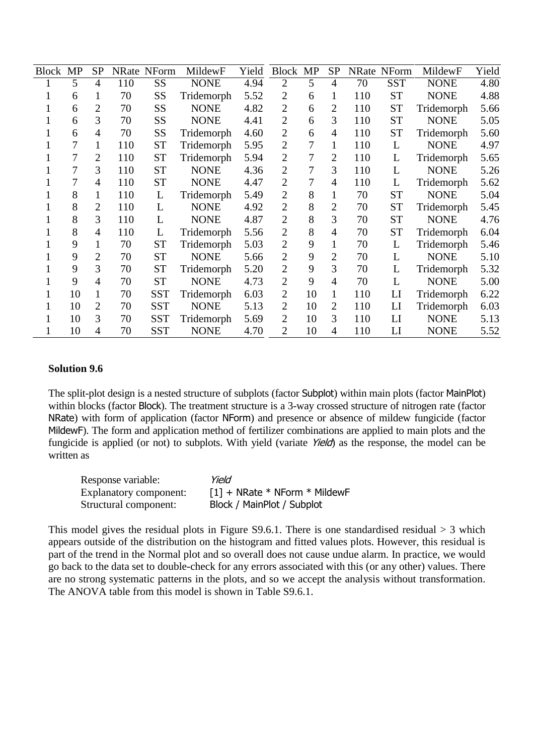| Block | MP | SP | NRate | NForm | MildewF | Yield | Block | MP | SP | NRate | NForm | MildewF | Yield |
|---|---|---|---|---|---|---|---|---|---|---|---|---|---|
| 1 | 5 | 4 | 110 | SS | NONE | 4.94 | 2 | 5 | 4 | 70 | SST | NONE | 4.80 |
| 1 | 6 | 1 | 70 | SS | Tridemorph | 5.52 | 2 | 6 | 1 | 110 | ST | NONE | 4.88 |
| 1 | 6 | 2 | 70 | SS | NONE | 4.82 | 2 | 6 | 2 | 110 | ST | Tridemorph | 5.66 |
| 1 | 6 | 3 | 70 | SS | NONE | 4.41 | 2 | 6 | 3 | 110 | ST | NONE | 5.05 |
| 1 | 6 | 4 | 70 | SS | Tridemorph | 4.60 | 2 | 6 | 4 | 110 | ST | Tridemorph | 5.60 |
| 1 | 7 | 1 | 110 | ST | Tridemorph | 5.95 | 2 | 7 | 1 | 110 | L | NONE | 4.97 |
| 1 | 7 | 2 | 110 | ST | Tridemorph | 5.94 | 2 | 7 | 2 | 110 | L | Tridemorph | 5.65 |
| 1 | 7 | 3 | 110 | ST | NONE | 4.36 | 2 | 7 | 3 | 110 | L | NONE | 5.26 |
| 1 | 7 | 4 | 110 | ST | NONE | 4.47 | 2 | 7 | 4 | 110 | L | Tridemorph | 5.62 |
| 1 | 8 | 1 | 110 | L | Tridemorph | 5.49 | 2 | 8 | 1 | 70 | ST | NONE | 5.04 |
| 1 | 8 | 2 | 110 | L | NONE | 4.92 | 2 | 8 | 2 | 70 | ST | Tridemorph | 5.45 |
| 1 | 8 | 3 | 110 | L | NONE | 4.87 | 2 | 8 | 3 | 70 | ST | NONE | 4.76 |
| 1 | 8 | 4 | 110 | L | Tridemorph | 5.56 | 2 | 8 | 4 | 70 | ST | Tridemorph | 6.04 |
| 1 | 9 | 1 | 70 | ST | Tridemorph | 5.03 | 2 | 9 | 1 | 70 | L | Tridemorph | 5.46 |
| 1 | 9 | 2 | 70 | ST | NONE | 5.66 | 2 | 9 | 2 | 70 | L | NONE | 5.10 |
| 1 | 9 | 3 | 70 | ST | Tridemorph | 5.20 | 2 | 9 | 3 | 70 | L | Tridemorph | 5.32 |
| 1 | 9 | 4 | 70 | ST | NONE | 4.73 | 2 | 9 | 4 | 70 | L | NONE | 5.00 |
| 1 | 10 | 1 | 70 | SST | Tridemorph | 6.03 | 2 | 10 | 1 | 110 | LI | Tridemorph | 6.22 |
| 1 | 10 | 2 | 70 | SST | NONE | 5.13 | 2 | 10 | 2 | 110 | LI | Tridemorph | 6.03 |
| 1 | 10 | 3 | 70 | SST | Tridemorph | 5.69 | 2 | 10 | 3 | 110 | LI | NONE | 5.13 |
| 1 | 10 | 4 | 70 | SST | NONE | 4.70 | 2 | 10 | 4 | 110 | LI | NONE | 5.52 |

**Solution 9.6**

The split-plot design is a nested structure of subplots (factor Subplot) within main plots (factor MainPlot) within blocks (factor Block). The treatment structure is a 3-way crossed structure of nitrogen rate (factor NRate) with form of application (factor NForm) and presence or absence of mildew fungicide (factor MildewF). The form and application method of fertilizer combinations are applied to main plots and the fungicide is applied (or not) to subplots. With yield (variate *Yield*) as the response, the model can be written as

| | |
|---|---|
| Response variable: | *Yield* |
| Explanatory component: | [1] + NRate * NForm * MildewF |
| Structural component: | Block / MainPlot / Subplot |

This model gives the residual plots in Figure S9.6.1. There is one standardised residual > 3 which appears outside of the distribution on the histogram and fitted values plots. However, this residual is part of the trend in the Normal plot and so overall does not cause undue alarm. In practice, we would go back to the data set to double-check for any errors associated with this (or any other) values. There are no strong systematic patterns in the plots, and so we accept the analysis without transformation. The ANOVA table from this model is shown in Table S9.6.1.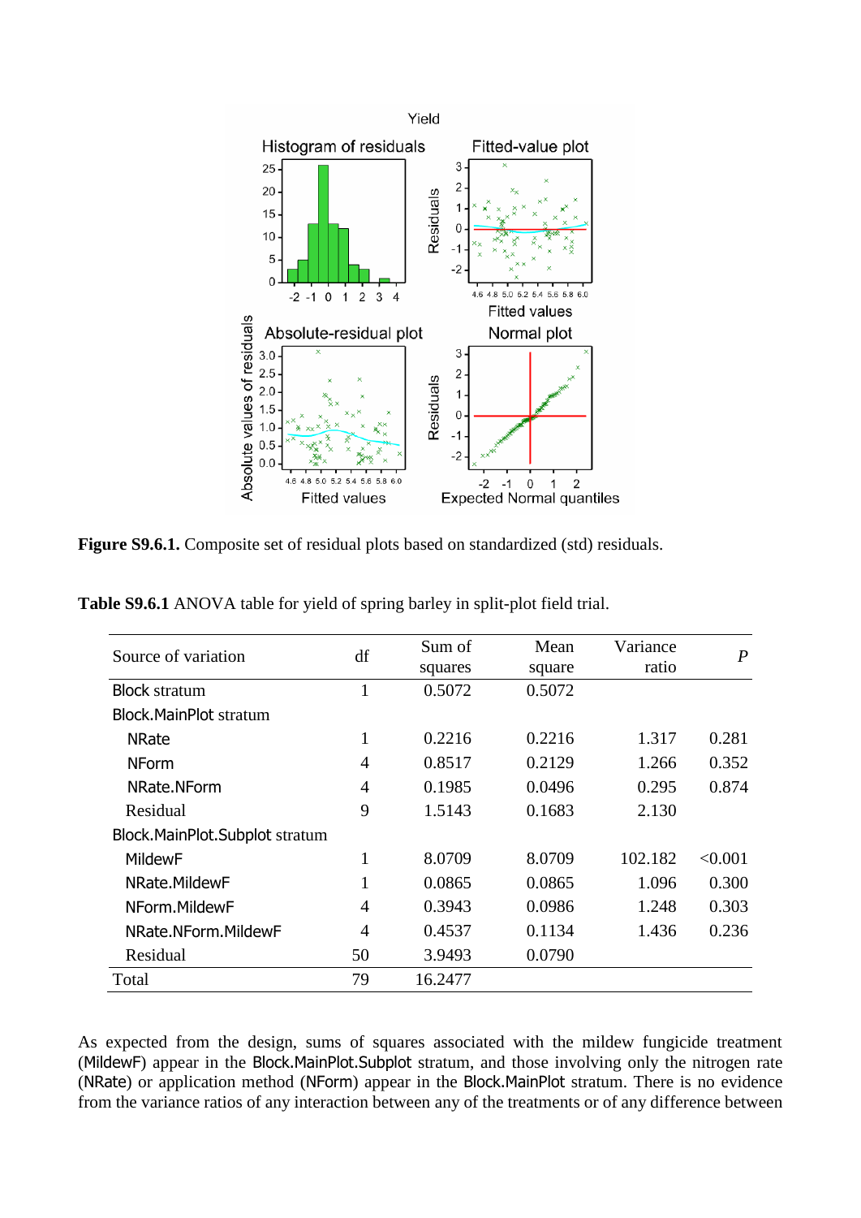**Figure S9.6.1.** Composite set of residual plots based on standardized (std) residuals.

**Table S9.6.1** ANOVA table for yield of spring barley in split-plot field trial.

| Source of variation | df | Sum of squares | Mean square | Variance ratio | *P* |
|---|---|---|---|---|---|
| Block stratum | 1 | 0.5072 | 0.5072 | | |
| Block.MainPlot stratum | | | | | |
| NRate | 1 | 0.2216 | 0.2216 | 1.317 | 0.281 |
| NForm | 4 | 0.8517 | 0.2129 | 1.266 | 0.352 |
| NRate.NForm | 4 | 0.1985 | 0.0496 | 0.295 | 0.874 |
| Residual | 9 | 1.5143 | 0.1683 | 2.130 | |
| Block.MainPlot.Subplot stratum | | | | | |
| MildewF | 1 | 8.0709 | 8.0709 | 102.182 | <0.001 |
| NRate.MildewF | 1 | 0.0865 | 0.0865 | 1.096 | 0.300 |
| NForm.MildewF | 4 | 0.3943 | 0.0986 | 1.248 | 0.303 |
| NRate.NForm.MildewF | 4 | 0.4537 | 0.1134 | 1.436 | 0.236 |
| Residual | 50 | 3.9493 | 0.0790 | | |
| Total | 79 | 16.2477 | | | |

As expected from the design, sums of squares associated with the mildew fungicide treatment (MildewF) appear in the Block.MainPlot.Subplot stratum, and those involving only the nitrogen rate (NRate) or application method (NForm) appear in the Block.MainPlot stratum. There is no evidence from the variance ratios of any interaction between any of the treatments or of any difference between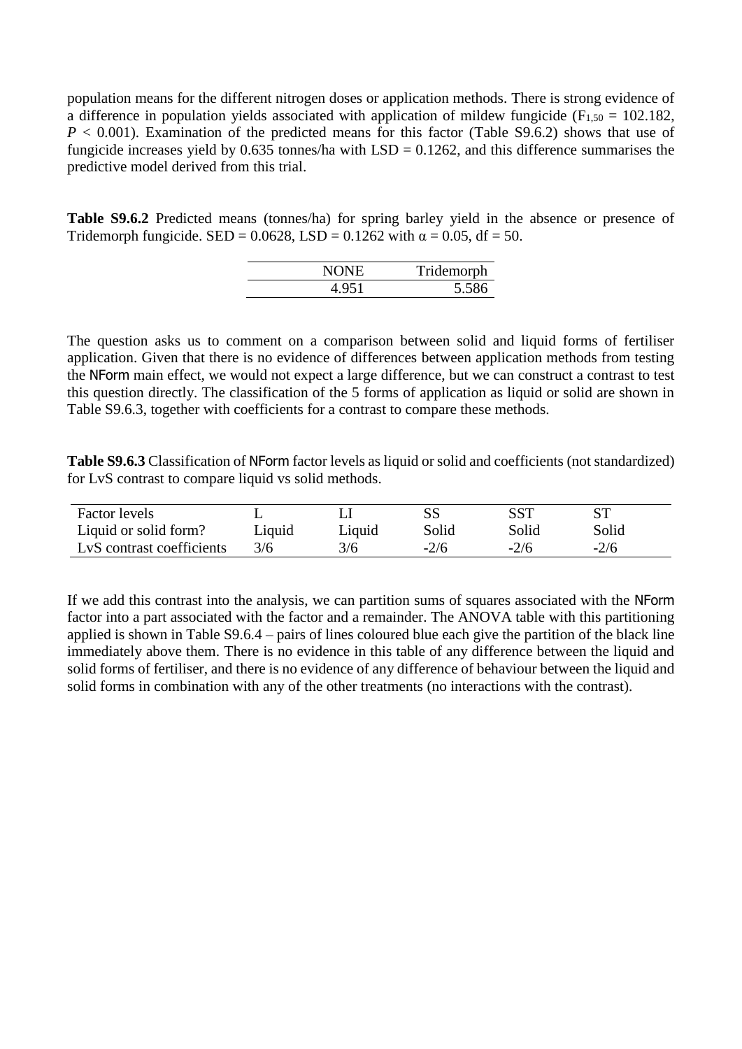population means for the different nitrogen doses or application methods. There is strong evidence of a difference in population yields associated with application of mildew fungicide ($F_{1,50} = 102.182$, $P < 0.001$). Examination of the predicted means for this factor (Table S9.6.2) shows that use of fungicide increases yield by 0.635 tonnes/ha with LSD = 0.1262, and this difference summarises the predictive model derived from this trial.

**Table S9.6.2** Predicted means (tonnes/ha) for spring barley yield in the absence or presence of Tridemorph fungicide. SED = 0.0628, LSD = 0.1262 with $\alpha = 0.05$, df = 50.

| NONE | Tridemorph |
|---|---|
| 4.951 | 5.586 |

The question asks us to comment on a comparison between solid and liquid forms of fertiliser application. Given that there is no evidence of differences between application methods from testing the NForm main effect, we would not expect a large difference, but we can construct a contrast to test this question directly. The classification of the 5 forms of application as liquid or solid are shown in Table S9.6.3, together with coefficients for a contrast to compare these methods.

**Table S9.6.3** Classification of NForm factor levels as liquid or solid and coefficients (not standardized) for LvS contrast to compare liquid vs solid methods.

| Factor levels | L | LI | SS | SST | ST |
|---|---|---|---|---|---|
| Liquid or solid form? | Liquid | Liquid | Solid | Solid | Solid |
| LvS contrast coefficients | 3/6 | 3/6 | -2/6 | -2/6 | -2/6 |

If we add this contrast into the analysis, we can partition sums of squares associated with the NForm factor into a part associated with the factor and a remainder. The ANOVA table with this partitioning applied is shown in Table S9.6.4 – pairs of lines coloured blue each give the partition of the black line immediately above them. There is no evidence in this table of any difference between the liquid and solid forms of fertiliser, and there is no evidence of any difference of behaviour between the liquid and solid forms in combination with any of the other treatments (no interactions with the contrast).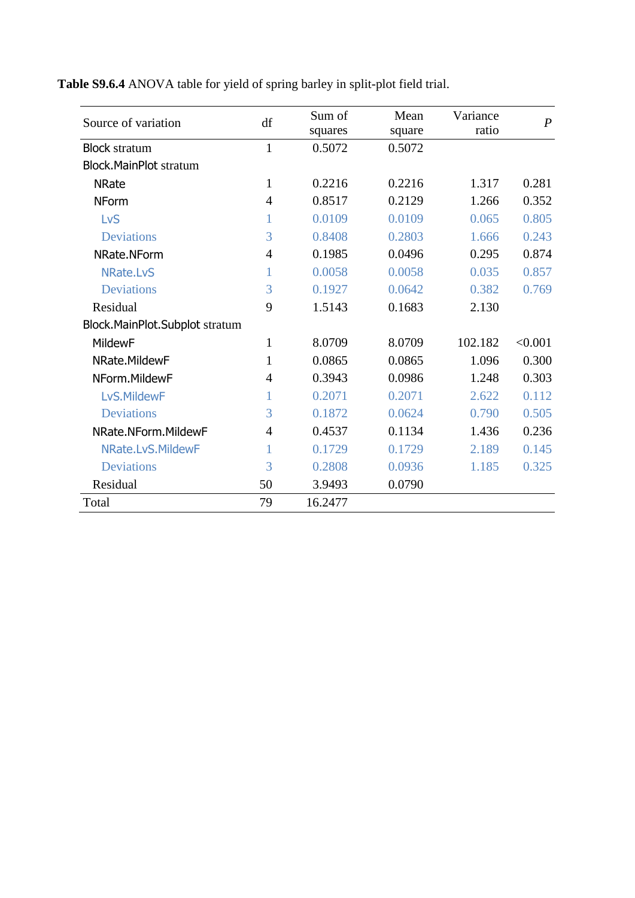**Table S9.6.4** ANOVA table for yield of spring barley in split-plot field trial.

| Source of variation | df | Sum of squares | Mean square | Variance ratio | *P* |
|---|---|---|---|---|---|
| Block stratum | 1 | 0.5072 | 0.5072 | | |
| Block.MainPlot stratum | | | | | |
| NRate | 1 | 0.2216 | 0.2216 | 1.317 | 0.281 |
| NForm | 4 | 0.8517 | 0.2129 | 1.266 | 0.352 |
| LvS | 1 | 0.0109 | 0.0109 | 0.065 | 0.805 |
| Deviations | 3 | 0.8408 | 0.2803 | 1.666 | 0.243 |
| NRate.NForm | 4 | 0.1985 | 0.0496 | 0.295 | 0.874 |
| NRate.LvS | 1 | 0.0058 | 0.0058 | 0.035 | 0.857 |
| Deviations | 3 | 0.1927 | 0.0642 | 0.382 | 0.769 |
| Residual | 9 | 1.5143 | 0.1683 | 2.130 | |
| Block.MainPlot.Subplot stratum | | | | | |
| MildewF | 1 | 8.0709 | 8.0709 | 102.182 | <0.001 |
| NRate.MildewF | 1 | 0.0865 | 0.0865 | 1.096 | 0.300 |
| NForm.MildewF | 4 | 0.3943 | 0.0986 | 1.248 | 0.303 |
| LvS.MildewF | 1 | 0.2071 | 0.2071 | 2.622 | 0.112 |
| Deviations | 3 | 0.1872 | 0.0624 | 0.790 | 0.505 |
| NRate.NForm.MildewF | 4 | 0.4537 | 0.1134 | 1.436 | 0.236 |
| NRate.LvS.MildewF | 1 | 0.1729 | 0.1729 | 2.189 | 0.145 |
| Deviations | 3 | 0.2808 | 0.0936 | 1.185 | 0.325 |
| Residual | 50 | 3.9493 | 0.0790 | | |
| Total | 79 | 16.2477 | | | |